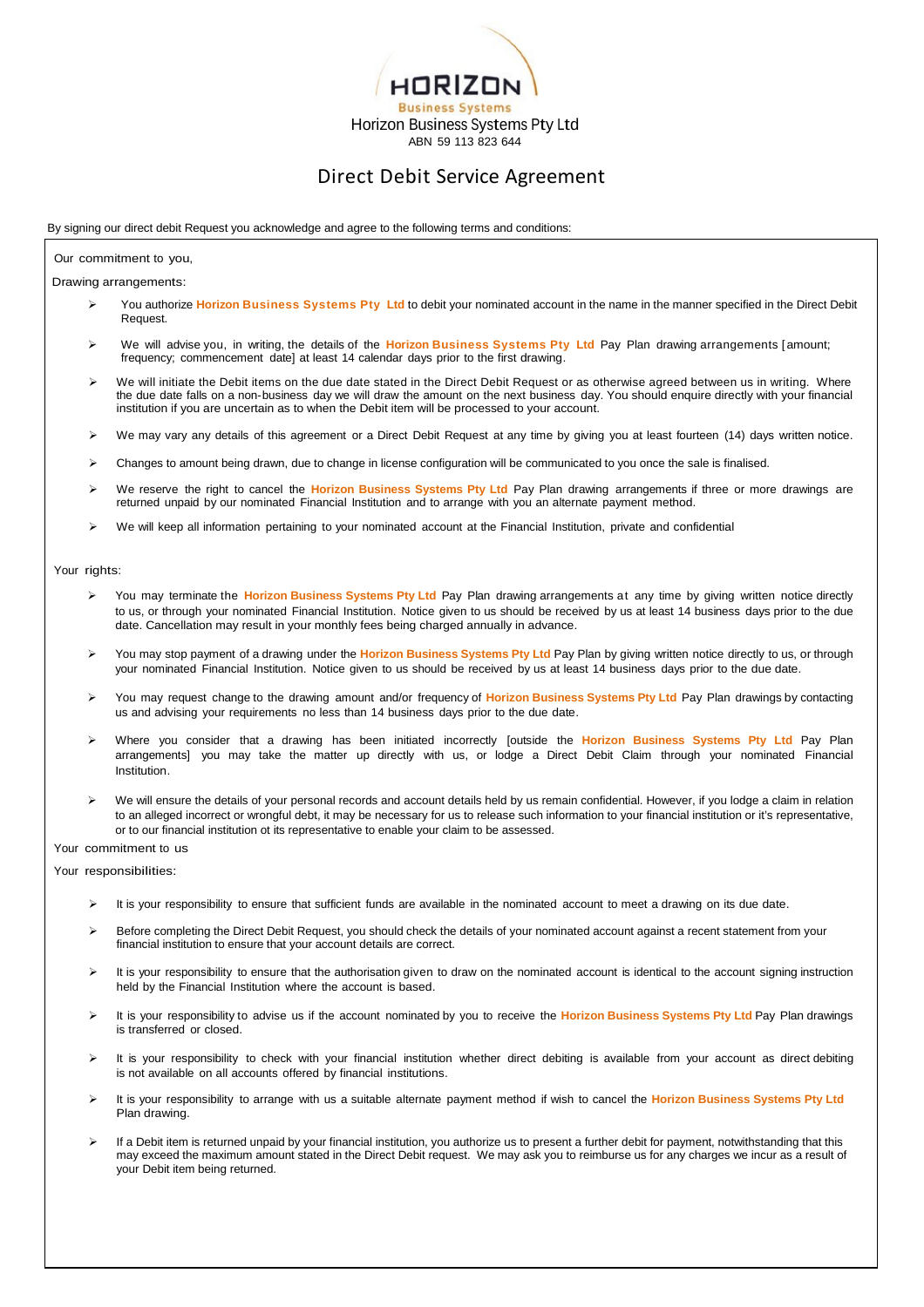HORIZON

Business Systems

Horizon Business Systems Pty Ltd

ABN 59 113 823 644

# Direct Debit Service Agreement

By signing our direct debit Request you acknowledge and agree to the following terms and conditions:

Our commitment to you,

Drawing arrangements:

- You authorize **Horizon Business Systems Pty Ltd** to debit your nominated account in the name in the manner specified in the Direct Debit Request.
- We will advise you, in writing, the details of the **Horizon Business Systems Pty Ltd** Pay Plan drawing arrangements [amount; frequency; commencement date] at least 14 calendar days prior to the first drawing.
- We will initiate the Debit items on the due date stated in the Direct Debit Request or as otherwise agreed between us in writing. Where the due date falls on a non-business day we will draw the amount on the next business day. You should enquire directly with your financial institution if you are uncertain as to when the Debit item will be processed to your account.
- We may vary any details of this agreement or a Direct Debit Request at any time by giving you at least fourteen (14) days written notice.
- Changes to amount being drawn, due to change in license configuration will be communicated to you once the sale is finalised.
- We reserve the right to cancel the **Horizon Business Systems Pty Ltd** Pay Plan drawing arrangements if three or more drawings are returned unpaid by our nominated Financial Institution and to arrange with you an alternate payment method.
- We will keep all information pertaining to your nominated account at the Financial Institution, private and confidential

Your rights:

- You may terminate the **Horizon Business Systems Pty Ltd** Pay Plan drawing arrangements at any time by giving written notice directly to us, or through your nominated Financial Institution. Notice given to us should be received by us at least 14 business days prior to the due date. Cancellation may result in your monthly fees being charged annually in advance.
- You may stop payment of a drawing under the **Horizon Business Systems Pty Ltd** Pay Plan by giving written notice directly to us, or through your nominated Financial Institution. Notice given to us should be received by us at least 14 business days prior to the due date.
- You may request change to the drawing amount and/or frequency of **Horizon Business Systems Pty Ltd** Pay Plan drawings by contacting us and advising your requirements no less than 14 business days prior to the due date.
- Where you consider that a drawing has been initiated incorrectly [outside the **Horizon Business Systems Pty Ltd** Pay Plan arrangements] you may take the matter up directly with us, or lodge a Direct Debit Claim through your nominated Financial Institution.
- We will ensure the details of your personal records and account details held by us remain confidential. However, if you lodge a claim in relation to an alleged incorrect or wrongful debt, it may be necessary for us to release such information to your financial institution or it's representative, or to our financial institution ot its representative to enable your claim to be assessed.

Your commitment to us

Your responsibilities:

- It is your responsibility to ensure that sufficient funds are available in the nominated account to meet a drawing on its due date.
- Before completing the Direct Debit Request, you should check the details of your nominated account against a recent statement from your financial institution to ensure that your account details are correct.
- It is your responsibility to ensure that the authorisation given to draw on the nominated account is identical to the account signing instruction held by the Financial Institution where the account is based.
- It is your responsibility to advise us if the account nominated by you to receive the **Horizon Business Systems Pty Ltd** Pay Plan drawings is transferred or closed.
- It is your responsibility to check with your financial institution whether direct debiting is available from your account as direct debiting is not available on all accounts offered by financial institutions.
- It is your responsibility to arrange with us a suitable alternate payment method if wish to cancel the **Horizon Business Systems Pty Ltd** Plan drawing.
- If a Debit item is returned unpaid by your financial institution, you authorize us to present a further debit for payment, notwithstanding that this may exceed the maximum amount stated in the Direct Debit request. We may ask you to reimburse us for any charges we incur as a result of your Debit item being returned.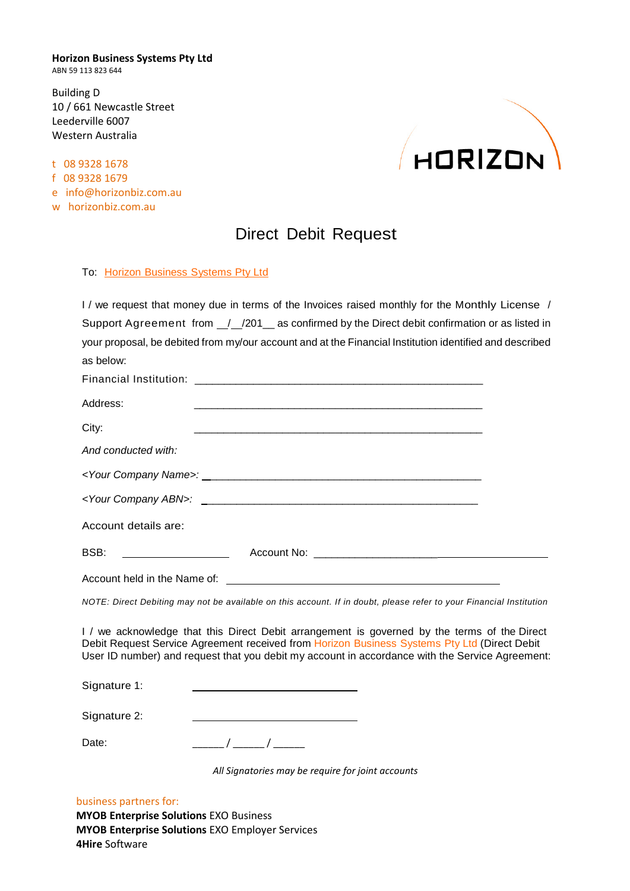**Horizon Business Systems Pty Ltd**
ABN 59 113 823 644

Building D
10 / 661 Newcastle Street
Leederville 6007
Western Australia

t 08 9328 1678
f 08 9328 1679
e info@horizonbiz.com.au
w horizonbiz.com.au

HORIZON

# Direct Debit Request

To: Horizon Business Systems Pty Ltd

I / we request that money due in terms of the Invoices raised monthly for the Monthly License / Support Agreement from __/__/201__ as confirmed by the Direct debit confirmation or as listed in your proposal, be debited from my/our account and at the Financial Institution identified and described as below:

Financial Institution: ________________________________________________

Address: ________________________________________________

City: ________________________________________________

*And conducted with:*

*<Your Company Name>:* ________________________________________________

*<Your Company ABN>:* ________________________________________________

Account details are:

BSB: ____________________ Account No: ________________________________________

Account held in the Name of: ________________________________________________

*NOTE: Direct Debiting may not be available on this account. If in doubt, please refer to your Financial Institution*

I / we acknowledge that this Direct Debit arrangement is governed by the terms of the Direct Debit Request Service Agreement received from Horizon Business Systems Pty Ltd (Direct Debit User ID number) and request that you debit my account in accordance with the Service Agreement:

Signature 1: ______________________________

Signature 2: ______________________________

Date: _____ / _____ / _____

*All Signatories may be require for joint accounts*

business partners for:
**MYOB Enterprise Solutions** EXO Business
**MYOB Enterprise Solutions** EXO Employer Services
**4Hire** Software